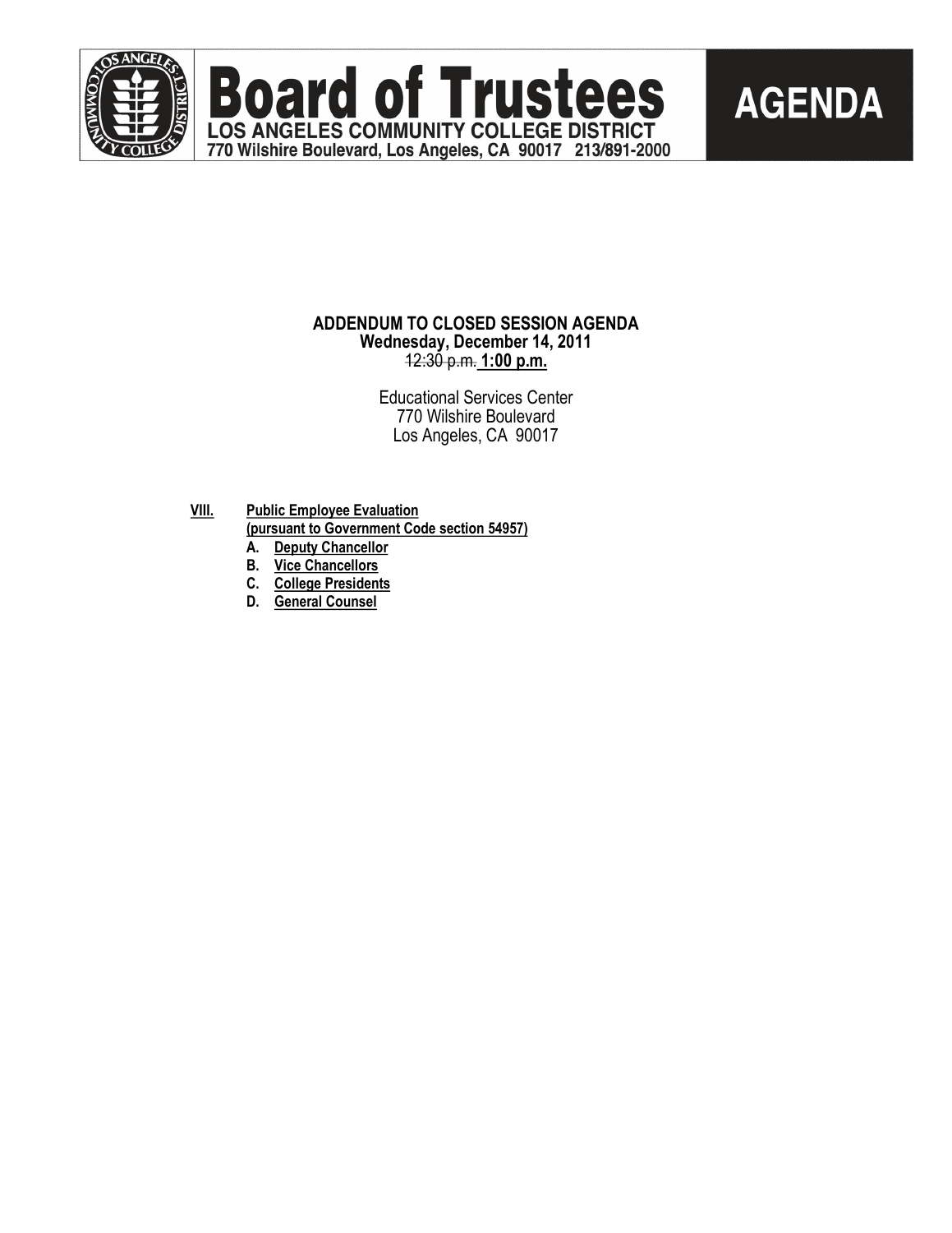# Board of Trustees

**LOS ANGELES COMMUNITY COLLEGE DISTRICT**
**770 Wilshire Boulevard, Los Angeles, CA 90017 213/891-2000**

# AGENDA

**ADDENDUM TO CLOSED SESSION AGENDA**
**Wednesday, December 14, 2011**
~~12:30 p.m.~~ **1:00 p.m.**

Educational Services Center
770 Wilshire Boulevard
Los Angeles, CA 90017

**VIII. Public Employee Evaluation**
**(pursuant to Government Code section 54957)**

- **A. Deputy Chancellor**
- **B. Vice Chancellors**
- **C. College Presidents**
- **D. General Counsel**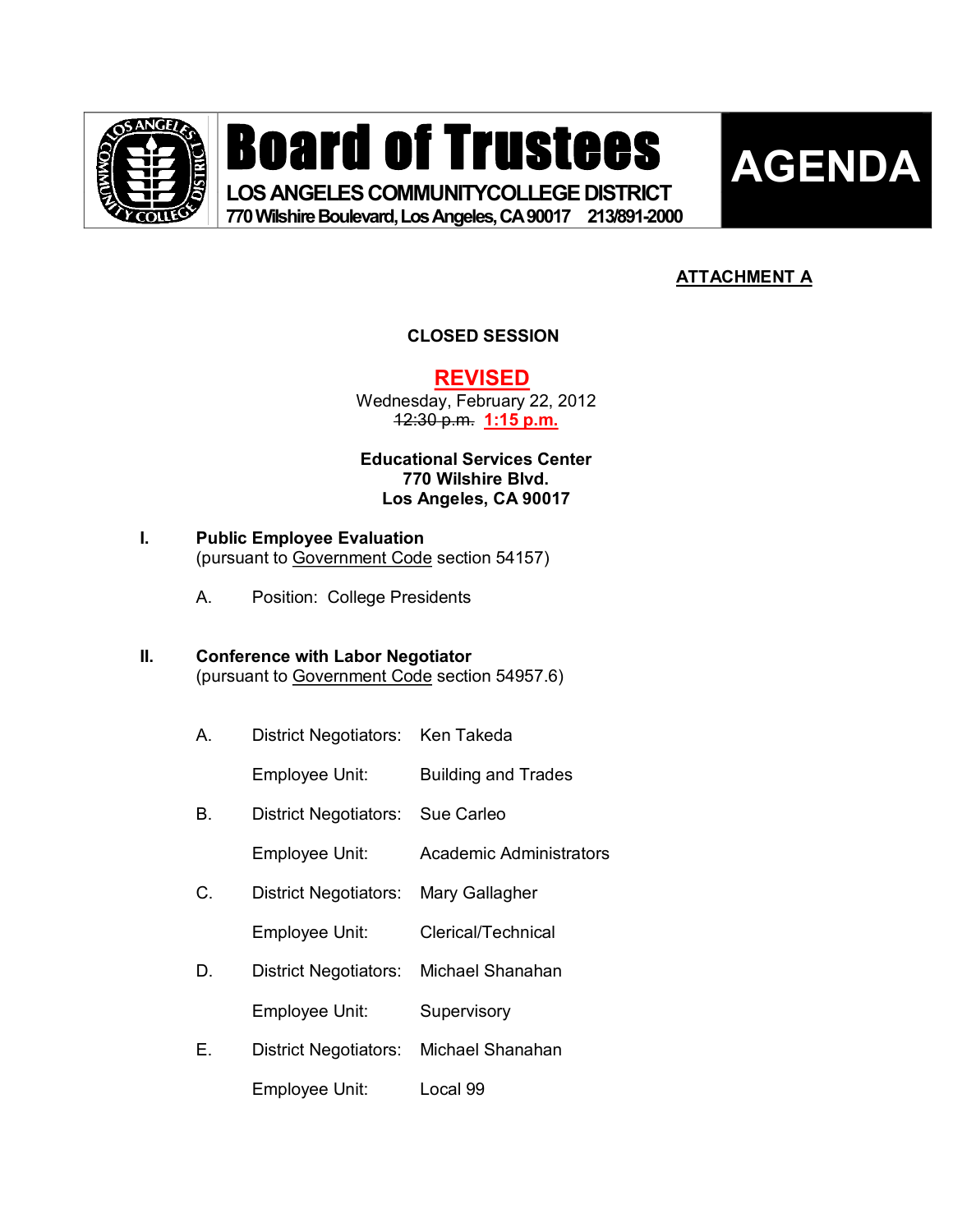# Board of Trustees

**LOS ANGELES COMMUNITYCOLLEGE DISTRICT**
**770 Wilshire Boulevard, Los Angeles, CA 90017 213/891-2000**

# AGENDA

**ATTACHMENT A**

**CLOSED SESSION**

**REVISED**

Wednesday, February 22, 2012
~~12:30 p.m.~~ **1:15 p.m.**

**Educational Services Center**
**770 Wilshire Blvd.**
**Los Angeles, CA 90017**

**I. Public Employee Evaluation**
(pursuant to Government Code section 54157)

A. Position: College Presidents

**II. Conference with Labor Negotiator**
(pursuant to Government Code section 54957.6)

A. District Negotiators: Ken Takeda

Employee Unit: Building and Trades

B. District Negotiators: Sue Carleo

Employee Unit: Academic Administrators

C. District Negotiators: Mary Gallagher

Employee Unit: Clerical/Technical

D. District Negotiators: Michael Shanahan

Employee Unit: Supervisory

E. District Negotiators: Michael Shanahan

Employee Unit: Local 99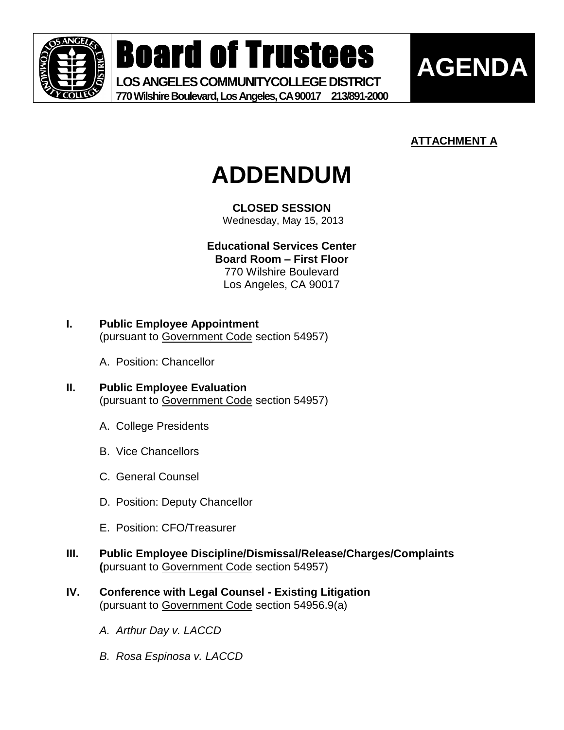# Board of Trustees

**LOS ANGELES COMMUNITY COLLEGE DISTRICT**
**770 Wilshire Boulevard, Los Angeles, CA 90017 213/891-2000**

**AGENDA**

**ATTACHMENT A**

# ADDENDUM

**CLOSED SESSION**
Wednesday, May 15, 2013

**Educational Services Center**
**Board Room – First Floor**
770 Wilshire Boulevard
Los Angeles, CA 90017

**I. Public Employee Appointment**
(pursuant to Government Code section 54957)

A. Position: Chancellor

**II. Public Employee Evaluation**
(pursuant to Government Code section 54957)

A. College Presidents

B. Vice Chancellors

C. General Counsel

D. Position: Deputy Chancellor

E. Position: CFO/Treasurer

**III. Public Employee Discipline/Dismissal/Release/Charges/Complaints**
**(**pursuant to Government Code section 54957)

**IV. Conference with Legal Counsel - Existing Litigation**
(pursuant to Government Code section 54956.9(a)

*A. Arthur Day v. LACCD*

*B. Rosa Espinosa v. LACCD*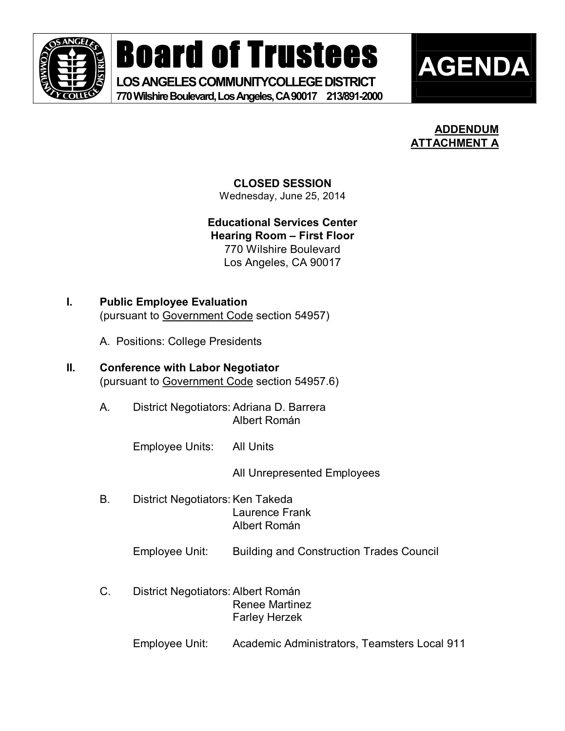# Board of Trustees

**LOS ANGELES COMMUNITY COLLEGE DISTRICT**
**770 Wilshire Boulevard, Los Angeles, CA 90017 213/891-2000**

**AGENDA**

**ADDENDUM**
**ATTACHMENT A**

**CLOSED SESSION**
Wednesday, June 25, 2014

**Educational Services Center**
**Hearing Room – First Floor**
770 Wilshire Boulevard
Los Angeles, CA 90017

**I. Public Employee Evaluation**
(pursuant to Government Code section 54957)

A. Positions: College Presidents

**II. Conference with Labor Negotiator**
(pursuant to Government Code section 54957.6)

A. District Negotiators: Adriana D. Barrera
Albert Román

Employee Units: All Units

All Unrepresented Employees

B. District Negotiators: Ken Takeda
Laurence Frank
Albert Román

Employee Unit: Building and Construction Trades Council

C. District Negotiators: Albert Román
Renee Martinez
Farley Herzek

Employee Unit: Academic Administrators, Teamsters Local 911